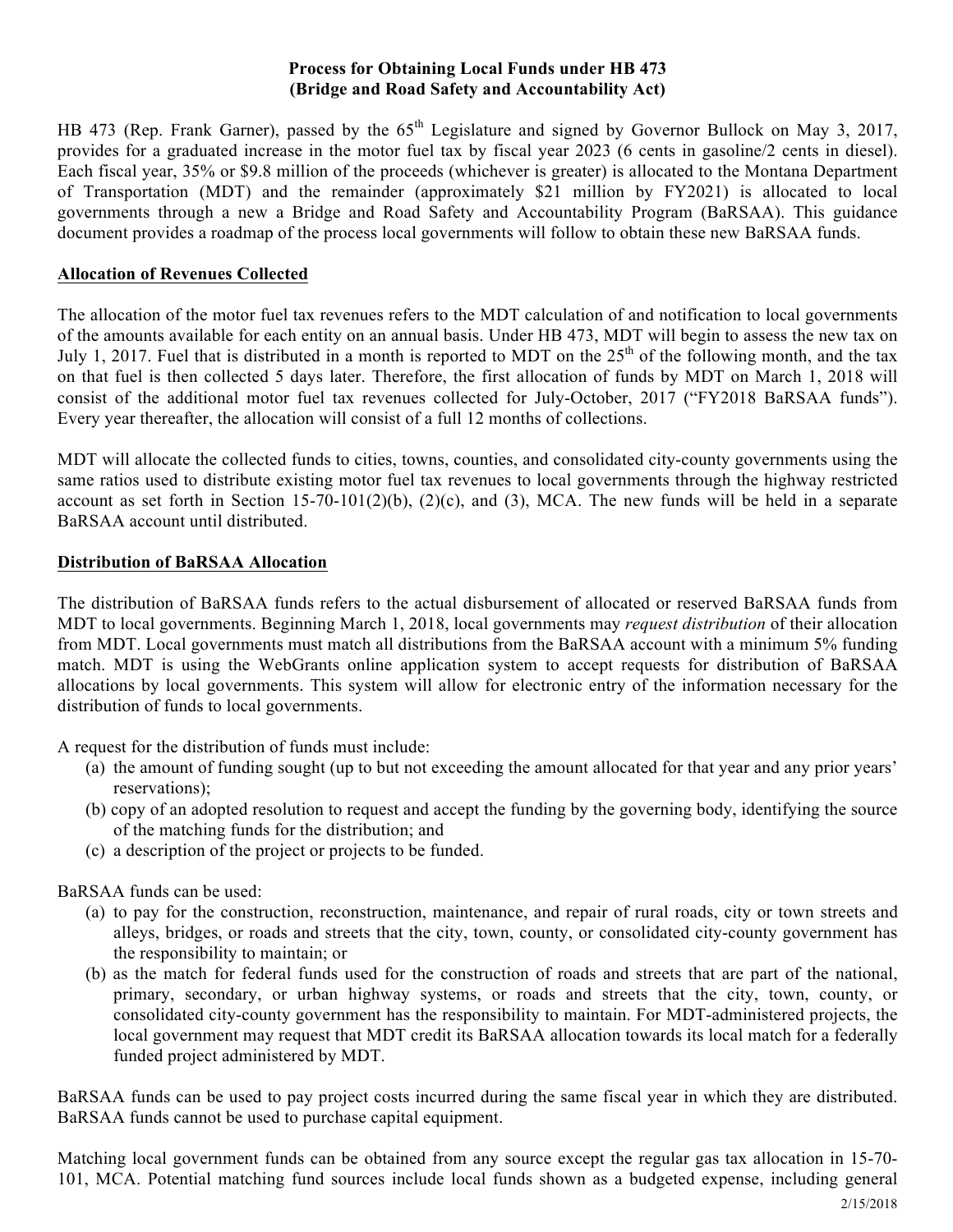**Process for Obtaining Local Funds under HB 473**
**(Bridge and Road Safety and Accountability Act)**

HB 473 (Rep. Frank Garner), passed by the 65th Legislature and signed by Governor Bullock on May 3, 2017, provides for a graduated increase in the motor fuel tax by fiscal year 2023 (6 cents in gasoline/2 cents in diesel). Each fiscal year, 35% or $9.8 million of the proceeds (whichever is greater) is allocated to the Montana Department of Transportation (MDT) and the remainder (approximately $21 million by FY2021) is allocated to local governments through a new a Bridge and Road Safety and Accountability Program (BaRSAA). This guidance document provides a roadmap of the process local governments will follow to obtain these new BaRSAA funds.

**Allocation of Revenues Collected**

The allocation of the motor fuel tax revenues refers to the MDT calculation of and notification to local governments of the amounts available for each entity on an annual basis. Under HB 473, MDT will begin to assess the new tax on July 1, 2017. Fuel that is distributed in a month is reported to MDT on the 25th of the following month, and the tax on that fuel is then collected 5 days later. Therefore, the first allocation of funds by MDT on March 1, 2018 will consist of the additional motor fuel tax revenues collected for July-October, 2017 ("FY2018 BaRSAA funds"). Every year thereafter, the allocation will consist of a full 12 months of collections.

MDT will allocate the collected funds to cities, towns, counties, and consolidated city-county governments using the same ratios used to distribute existing motor fuel tax revenues to local governments through the highway restricted account as set forth in Section 15-70-101(2)(b), (2)(c), and (3), MCA. The new funds will be held in a separate BaRSAA account until distributed.

**Distribution of BaRSAA Allocation**

The distribution of BaRSAA funds refers to the actual disbursement of allocated or reserved BaRSAA funds from MDT to local governments. Beginning March 1, 2018, local governments may *request distribution* of their allocation from MDT. Local governments must match all distributions from the BaRSAA account with a minimum 5% funding match. MDT is using the WebGrants online application system to accept requests for distribution of BaRSAA allocations by local governments. This system will allow for electronic entry of the information necessary for the distribution of funds to local governments.

A request for the distribution of funds must include:

(a) the amount of funding sought (up to but not exceeding the amount allocated for that year and any prior years' reservations);
(b) copy of an adopted resolution to request and accept the funding by the governing body, identifying the source of the matching funds for the distribution; and
(c) a description of the project or projects to be funded.

BaRSAA funds can be used:

(a) to pay for the construction, reconstruction, maintenance, and repair of rural roads, city or town streets and alleys, bridges, or roads and streets that the city, town, county, or consolidated city-county government has the responsibility to maintain; or
(b) as the match for federal funds used for the construction of roads and streets that are part of the national, primary, secondary, or urban highway systems, or roads and streets that the city, town, county, or consolidated city-county government has the responsibility to maintain. For MDT-administered projects, the local government may request that MDT credit its BaRSAA allocation towards its local match for a federally funded project administered by MDT.

BaRSAA funds can be used to pay project costs incurred during the same fiscal year in which they are distributed. BaRSAA funds cannot be used to purchase capital equipment.

Matching local government funds can be obtained from any source except the regular gas tax allocation in 15-70-101, MCA. Potential matching fund sources include local funds shown as a budgeted expense, including general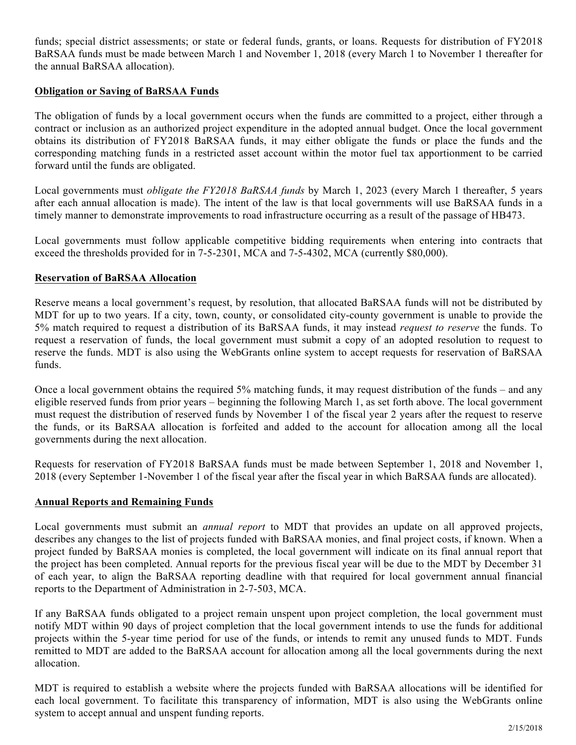funds; special district assessments; or state or federal funds, grants, or loans. Requests for distribution of FY2018 BaRSAA funds must be made between March 1 and November 1, 2018 (every March 1 to November 1 thereafter for the annual BaRSAA allocation).

**Obligation or Saving of BaRSAA Funds**

The obligation of funds by a local government occurs when the funds are committed to a project, either through a contract or inclusion as an authorized project expenditure in the adopted annual budget. Once the local government obtains its distribution of FY2018 BaRSAA funds, it may either obligate the funds or place the funds and the corresponding matching funds in a restricted asset account within the motor fuel tax apportionment to be carried forward until the funds are obligated.

Local governments must *obligate the FY2018 BaRSAA funds* by March 1, 2023 (every March 1 thereafter, 5 years after each annual allocation is made). The intent of the law is that local governments will use BaRSAA funds in a timely manner to demonstrate improvements to road infrastructure occurring as a result of the passage of HB473.

Local governments must follow applicable competitive bidding requirements when entering into contracts that exceed the thresholds provided for in 7-5-2301, MCA and 7-5-4302, MCA (currently $80,000).

**Reservation of BaRSAA Allocation**

Reserve means a local government's request, by resolution, that allocated BaRSAA funds will not be distributed by MDT for up to two years. If a city, town, county, or consolidated city-county government is unable to provide the 5% match required to request a distribution of its BaRSAA funds, it may instead *request to reserve* the funds. To request a reservation of funds, the local government must submit a copy of an adopted resolution to request to reserve the funds. MDT is also using the WebGrants online system to accept requests for reservation of BaRSAA funds.

Once a local government obtains the required 5% matching funds, it may request distribution of the funds – and any eligible reserved funds from prior years – beginning the following March 1, as set forth above. The local government must request the distribution of reserved funds by November 1 of the fiscal year 2 years after the request to reserve the funds, or its BaRSAA allocation is forfeited and added to the account for allocation among all the local governments during the next allocation.

Requests for reservation of FY2018 BaRSAA funds must be made between September 1, 2018 and November 1, 2018 (every September 1-November 1 of the fiscal year after the fiscal year in which BaRSAA funds are allocated).

**Annual Reports and Remaining Funds**

Local governments must submit an *annual report* to MDT that provides an update on all approved projects, describes any changes to the list of projects funded with BaRSAA monies, and final project costs, if known. When a project funded by BaRSAA monies is completed, the local government will indicate on its final annual report that the project has been completed. Annual reports for the previous fiscal year will be due to the MDT by December 31 of each year, to align the BaRSAA reporting deadline with that required for local government annual financial reports to the Department of Administration in 2-7-503, MCA.

If any BaRSAA funds obligated to a project remain unspent upon project completion, the local government must notify MDT within 90 days of project completion that the local government intends to use the funds for additional projects within the 5-year time period for use of the funds, or intends to remit any unused funds to MDT. Funds remitted to MDT are added to the BaRSAA account for allocation among all the local governments during the next allocation.

MDT is required to establish a website where the projects funded with BaRSAA allocations will be identified for each local government. To facilitate this transparency of information, MDT is also using the WebGrants online system to accept annual and unspent funding reports.

2/15/2018